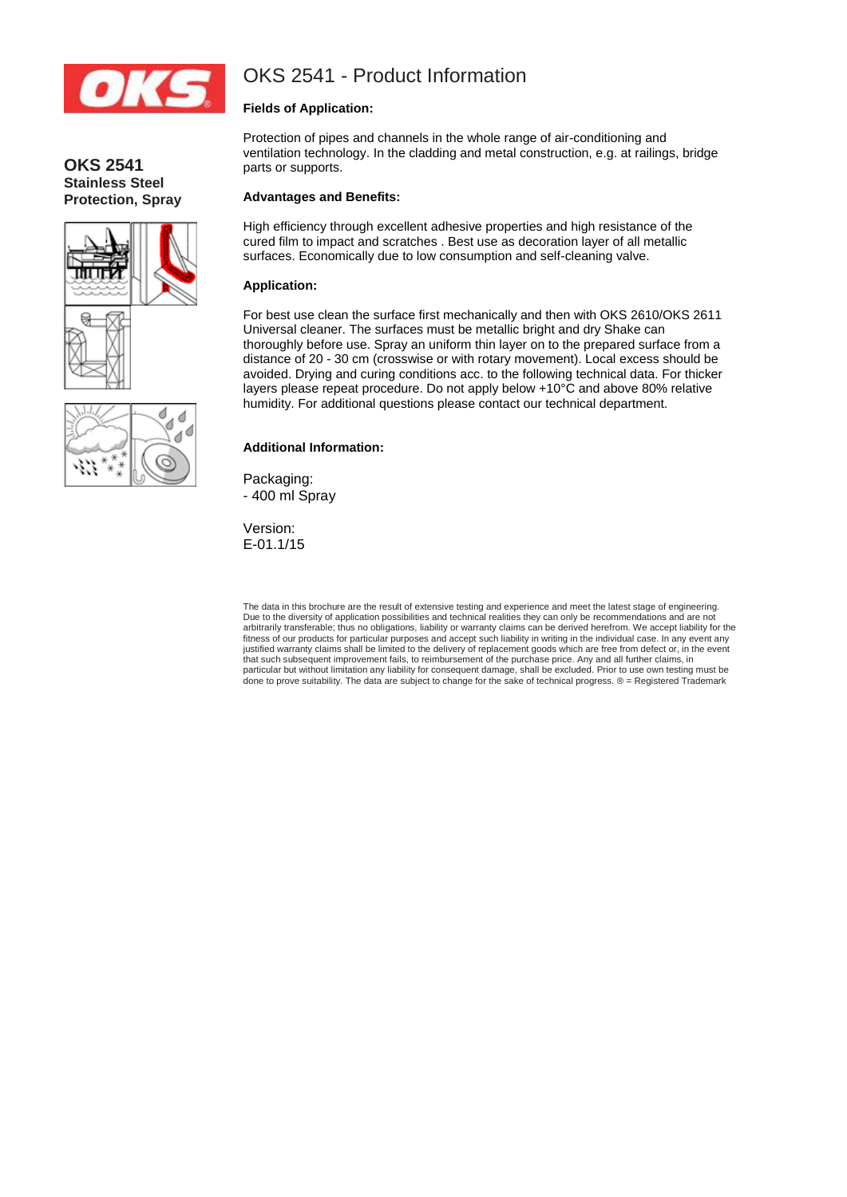# OKS 2541 - Product Information

**OKS 2541**
**Stainless Steel Protection, Spray**

### Fields of Application:

Protection of pipes and channels in the whole range of air-conditioning and ventilation technology. In the cladding and metal construction, e.g. at railings, bridge parts or supports.

### Advantages and Benefits:

High efficiency through excellent adhesive properties and high resistance of the cured film to impact and scratches . Best use as decoration layer of all metallic surfaces. Economically due to low consumption and self-cleaning valve.

### Application:

For best use clean the surface first mechanically and then with OKS 2610/OKS 2611 Universal cleaner. The surfaces must be metallic bright and dry Shake can thoroughly before use. Spray an uniform thin layer on to the prepared surface from a distance of 20 - 30 cm (crosswise or with rotary movement). Local excess should be avoided. Drying and curing conditions acc. to the following technical data. For thicker layers please repeat procedure. Do not apply below +10°C and above 80% relative humidity. For additional questions please contact our technical department.

### Additional Information:

Packaging:
- 400 ml Spray

Version:
E-01.1/15

The data in this brochure are the result of extensive testing and experience and meet the latest stage of engineering. Due to the diversity of application possibilities and technical realities they can only be recommendations and are not arbitrarily transferable; thus no obligations, liability or warranty claims can be derived herefrom. We accept liability for the fitness of our products for particular purposes and accept such liability in writing in the individual case. In any event any justified warranty claims shall be limited to the delivery of replacement goods which are free from defect or, in the event that such subsequent improvement fails, to reimbursement of the purchase price. Any and all further claims, in particular but without limitation any liability for consequent damage, shall be excluded. Prior to use own testing must be done to prove suitability. The data are subject to change for the sake of technical progress. ® = Registered Trademark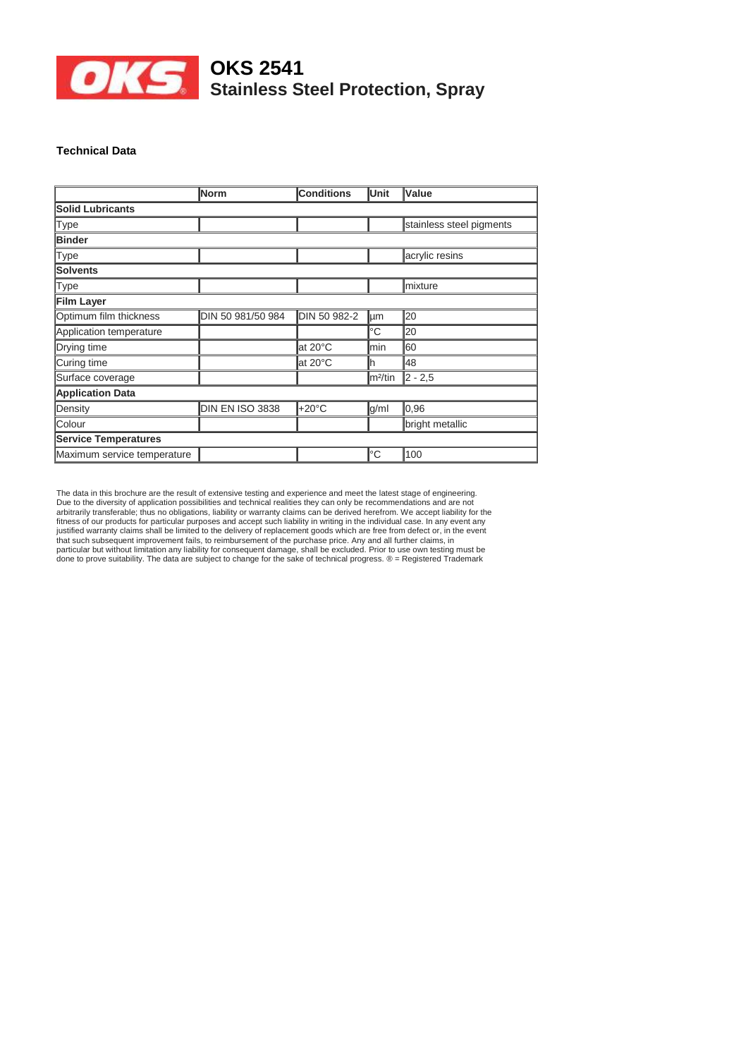# OKS 2541
## Stainless Steel Protection, Spray

### Technical Data

| | Norm | Conditions | Unit | Value |
|---|---|---|---|---|
| **Solid Lubricants** | | | | |
| Type | | | | stainless steel pigments |
| **Binder** | | | | |
| Type | | | | acrylic resins |
| **Solvents** | | | | |
| Type | | | | mixture |
| **Film Layer** | | | | |
| Optimum film thickness | DIN 50 981/50 984 | DIN 50 982-2 | µm | 20 |
| Application temperature | | | °C | 20 |
| Drying time | | at 20°C | min | 60 |
| Curing time | | at 20°C | h | 48 |
| Surface coverage | | | m²/tin | 2 - 2,5 |
| **Application Data** | | | | |
| Density | DIN EN ISO 3838 | +20°C | g/ml | 0,96 |
| Colour | | | | bright metallic |
| **Service Temperatures** | | | | |
| Maximum service temperature | | | °C | 100 |

The data in this brochure are the result of extensive testing and experience and meet the latest stage of engineering. Due to the diversity of application possibilities and technical realities they can only be recommendations and are not arbitrarily transferable; thus no obligations, liability or warranty claims can be derived herefrom. We accept liability for the fitness of our products for particular purposes and accept such liability in writing in the individual case. In any event any justified warranty claims shall be limited to the delivery of replacement goods which are free from defect or, in the event that such subsequent improvement fails, to reimbursement of the purchase price. Any and all further claims, in particular but without limitation any liability for consequent damage, shall be excluded. Prior to use own testing must be done to prove suitability. The data are subject to change for the sake of technical progress. ® = Registered Trademark